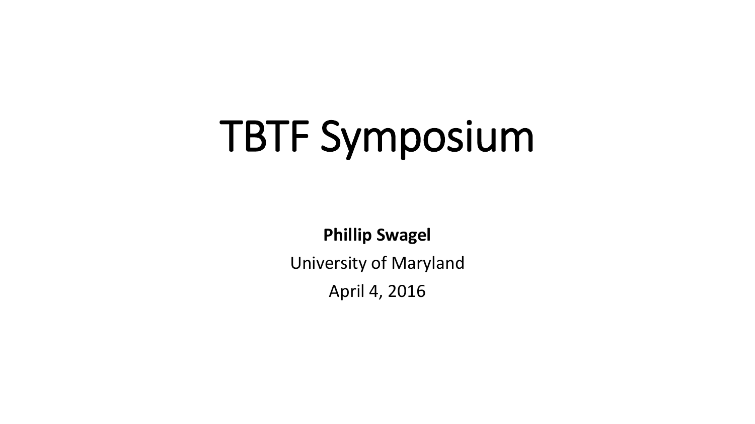# TBTF Symposium

**Phillip Swagel**

University of Maryland

April 4, 2016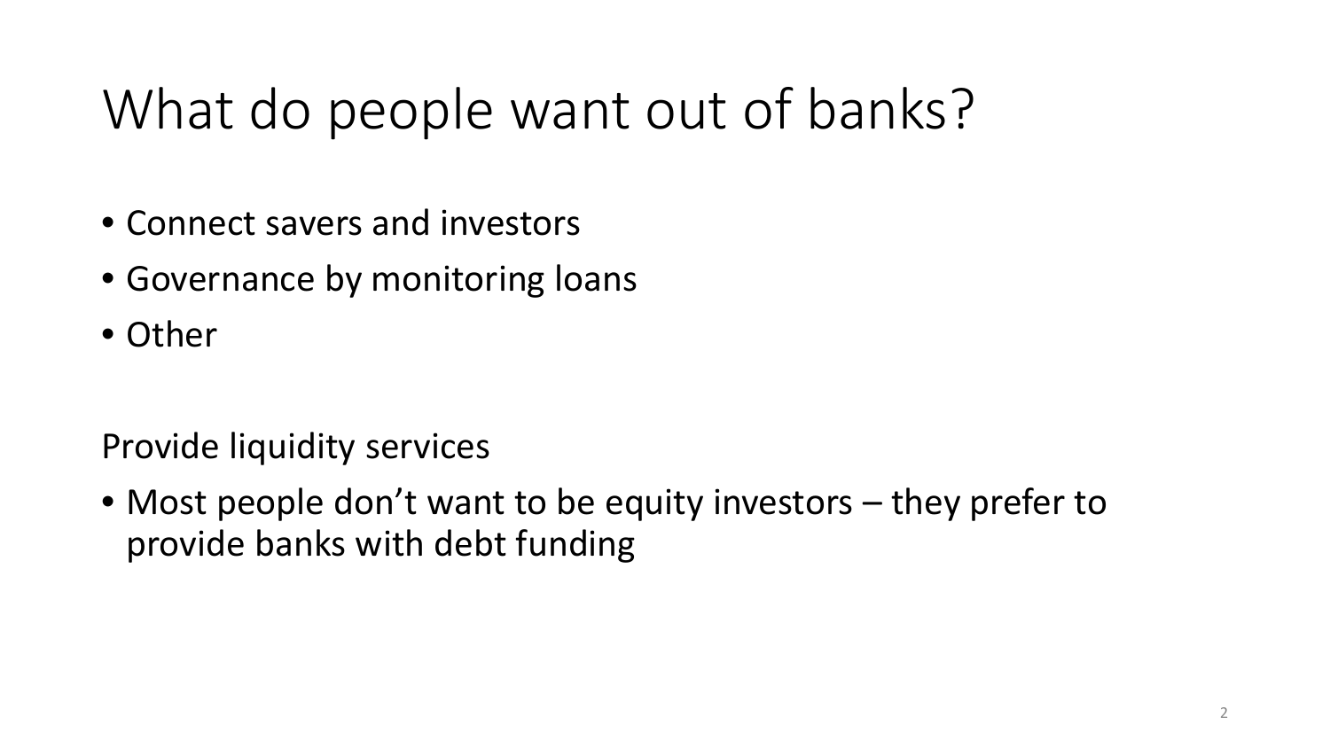# What do people want out of banks?

- Connect savers and investors
- Governance by monitoring loans
- Other

Provide liquidity services

- Most people don't want to be equity investors – they prefer to provide banks with debt funding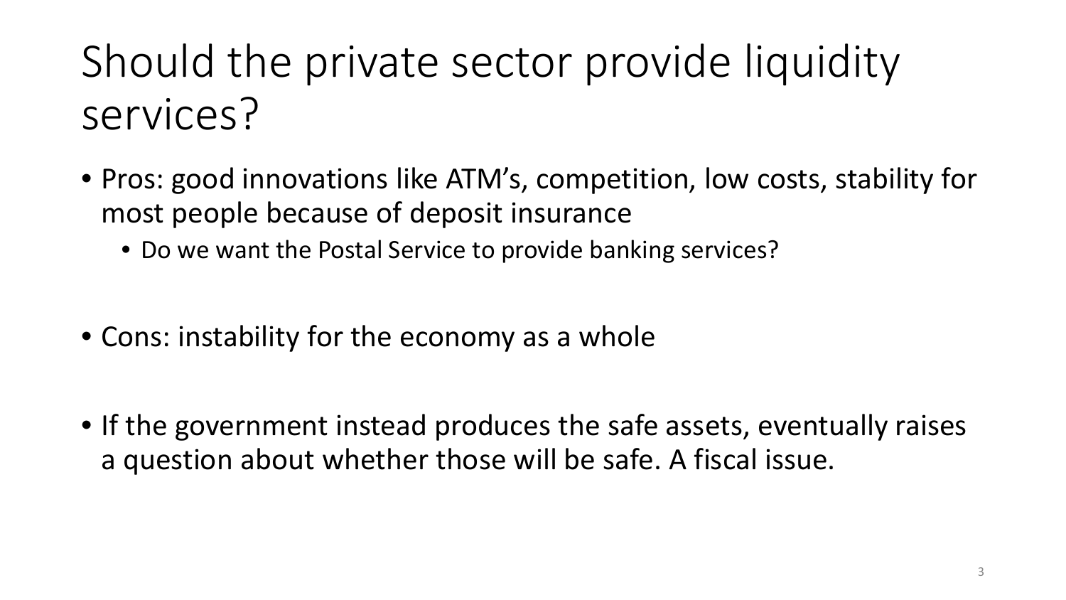# Should the private sector provide liquidity services?

- Pros: good innovations like ATM's, competition, low costs, stability for most people because of deposit insurance
  - Do we want the Postal Service to provide banking services?

- Cons: instability for the economy as a whole

- If the government instead produces the safe assets, eventually raises a question about whether those will be safe. A fiscal issue.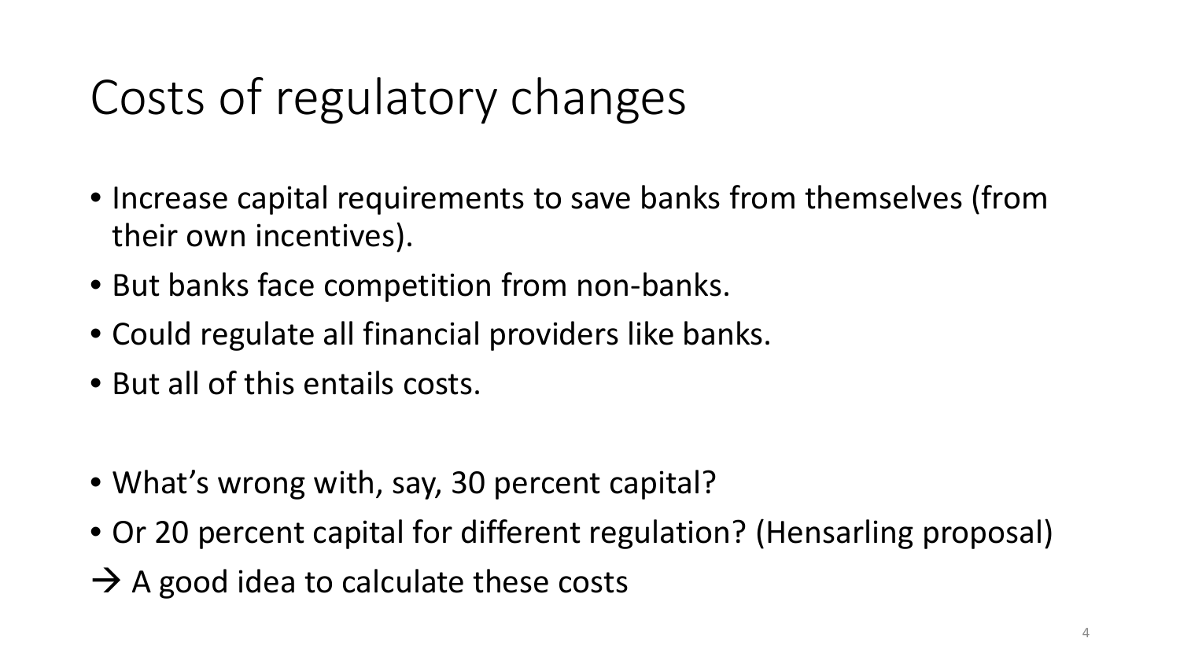# Costs of regulatory changes

- Increase capital requirements to save banks from themselves (from their own incentives).
- But banks face competition from non-banks.
- Could regulate all financial providers like banks.
- But all of this entails costs.

- What's wrong with, say, 30 percent capital?
- Or 20 percent capital for different regulation? (Hensarling proposal)

→ A good idea to calculate these costs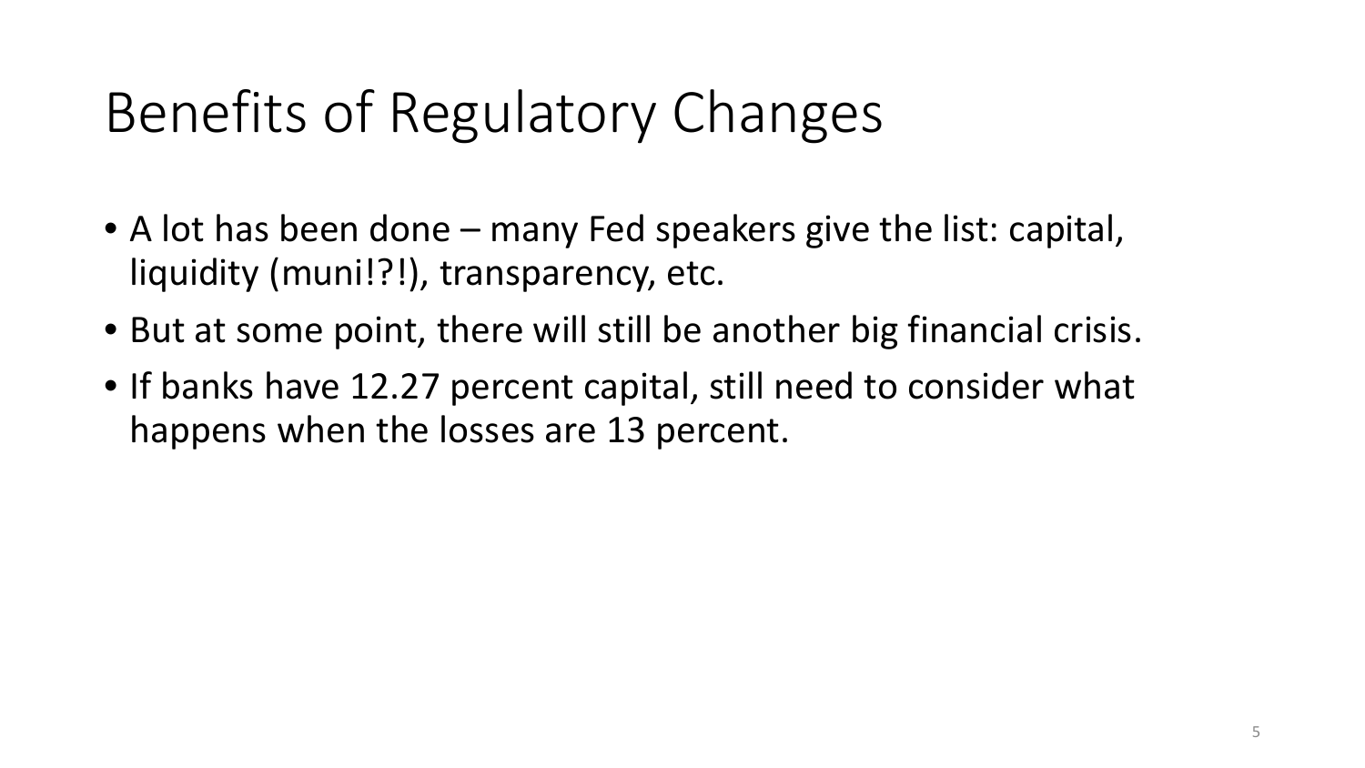# Benefits of Regulatory Changes

- A lot has been done – many Fed speakers give the list: capital, liquidity (muni!?!), transparency, etc.
- But at some point, there will still be another big financial crisis.
- If banks have 12.27 percent capital, still need to consider what happens when the losses are 13 percent.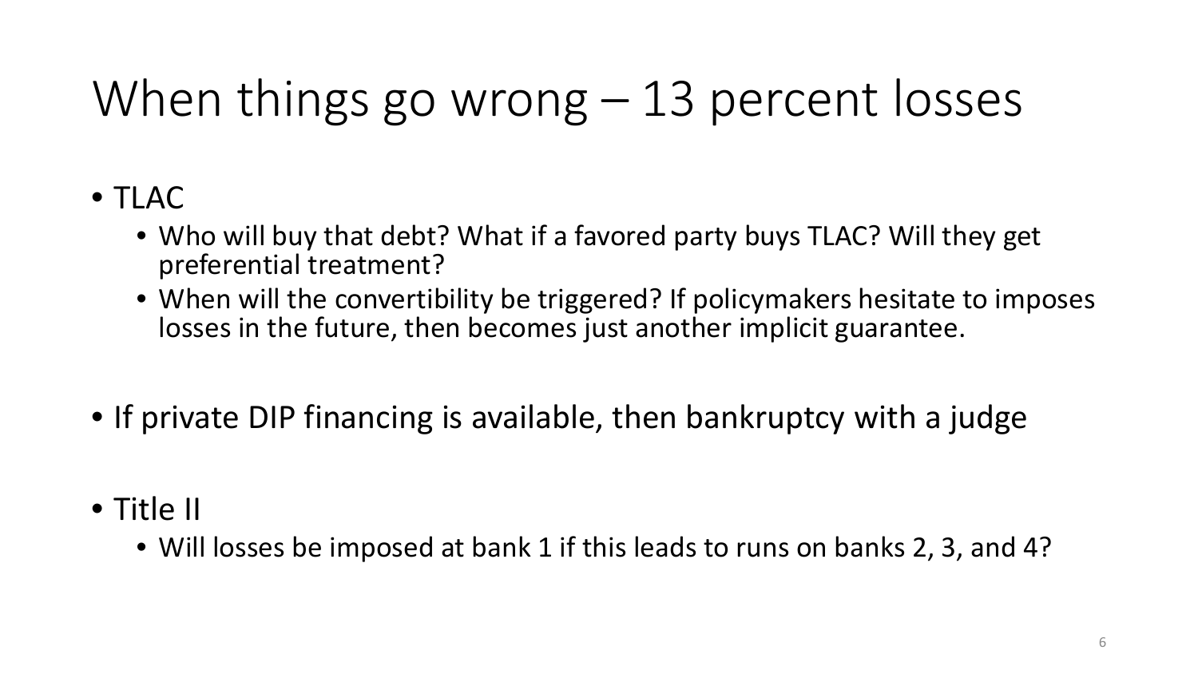# When things go wrong – 13 percent losses

- TLAC
  - Who will buy that debt? What if a favored party buys TLAC? Will they get preferential treatment?
  - When will the convertibility be triggered? If policymakers hesitate to imposes losses in the future, then becomes just another implicit guarantee.

- If private DIP financing is available, then bankruptcy with a judge

- Title II
  - Will losses be imposed at bank 1 if this leads to runs on banks 2, 3, and 4?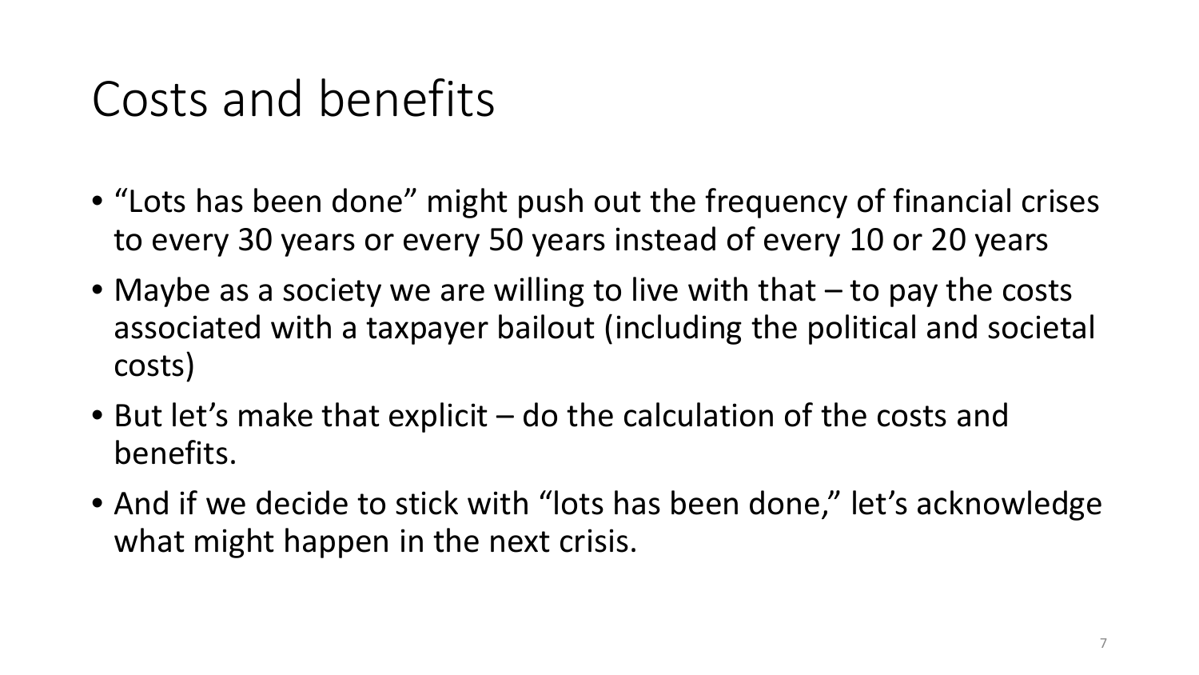# Costs and benefits

- "Lots has been done" might push out the frequency of financial crises to every 30 years or every 50 years instead of every 10 or 20 years
- Maybe as a society we are willing to live with that – to pay the costs associated with a taxpayer bailout (including the political and societal costs)
- But let's make that explicit – do the calculation of the costs and benefits.
- And if we decide to stick with "lots has been done," let's acknowledge what might happen in the next crisis.